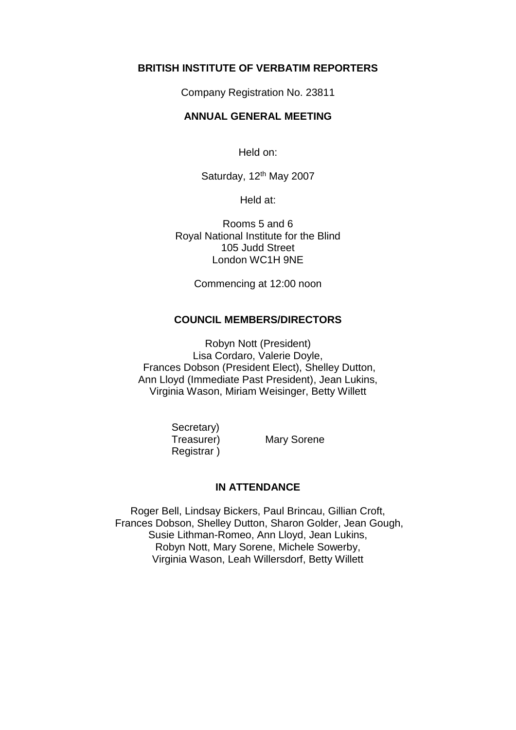**BRITISH INSTITUTE OF VERBATIM REPORTERS**

Company Registration No. 23811

**ANNUAL GENERAL MEETING**

Held on:

Saturday, 12th May 2007

Held at:

Rooms 5 and 6
Royal National Institute for the Blind
105 Judd Street
London WC1H 9NE

Commencing at 12:00 noon

**COUNCIL MEMBERS/DIRECTORS**

Robyn Nott (President)
Lisa Cordaro, Valerie Doyle,
Frances Dobson (President Elect), Shelley Dutton,
Ann Lloyd (Immediate Past President), Jean Lukins,
Virginia Wason, Miriam Weisinger, Betty Willett

Secretary)
Treasurer) Mary Sorene
Registrar )

**IN ATTENDANCE**

Roger Bell, Lindsay Bickers, Paul Brincau, Gillian Croft,
Frances Dobson, Shelley Dutton, Sharon Golder, Jean Gough,
Susie Lithman-Romeo, Ann Lloyd, Jean Lukins,
Robyn Nott, Mary Sorene, Michele Sowerby,
Virginia Wason, Leah Willersdorf, Betty Willett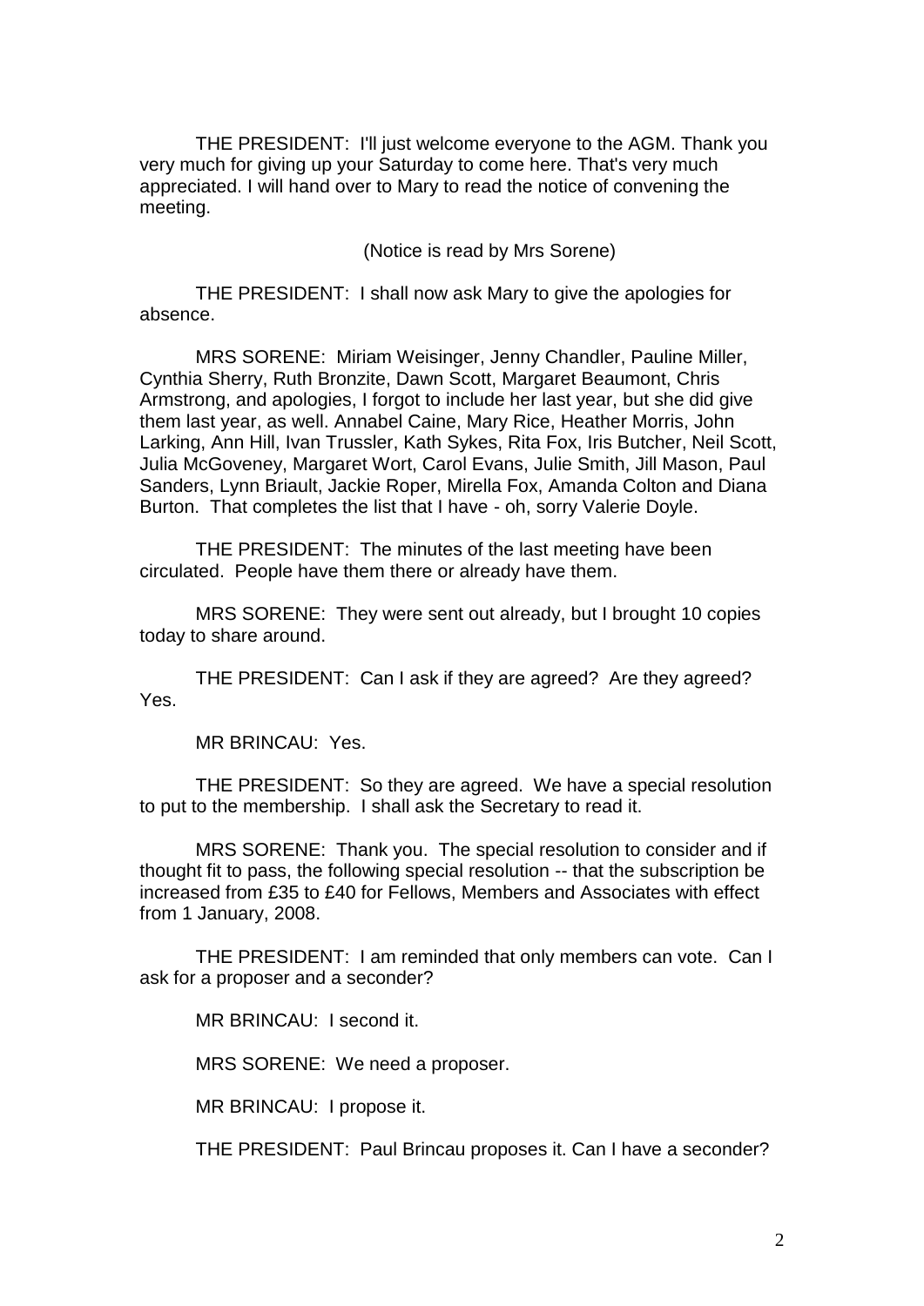THE PRESIDENT: I'll just welcome everyone to the AGM. Thank you very much for giving up your Saturday to come here. That's very much appreciated. I will hand over to Mary to read the notice of convening the meeting.

(Notice is read by Mrs Sorene)

THE PRESIDENT: I shall now ask Mary to give the apologies for absence.

MRS SORENE: Miriam Weisinger, Jenny Chandler, Pauline Miller, Cynthia Sherry, Ruth Bronzite, Dawn Scott, Margaret Beaumont, Chris Armstrong, and apologies, I forgot to include her last year, but she did give them last year, as well. Annabel Caine, Mary Rice, Heather Morris, John Larking, Ann Hill, Ivan Trussler, Kath Sykes, Rita Fox, Iris Butcher, Neil Scott, Julia McGoveney, Margaret Wort, Carol Evans, Julie Smith, Jill Mason, Paul Sanders, Lynn Briault, Jackie Roper, Mirella Fox, Amanda Colton and Diana Burton. That completes the list that I have - oh, sorry Valerie Doyle.

THE PRESIDENT: The minutes of the last meeting have been circulated. People have them there or already have them.

MRS SORENE: They were sent out already, but I brought 10 copies today to share around.

THE PRESIDENT: Can I ask if they are agreed? Are they agreed? Yes.

MR BRINCAU: Yes.

THE PRESIDENT: So they are agreed. We have a special resolution to put to the membership. I shall ask the Secretary to read it.

MRS SORENE: Thank you. The special resolution to consider and if thought fit to pass, the following special resolution -- that the subscription be increased from £35 to £40 for Fellows, Members and Associates with effect from 1 January, 2008.

THE PRESIDENT: I am reminded that only members can vote. Can I ask for a proposer and a seconder?

MR BRINCAU: I second it.

MRS SORENE: We need a proposer.

MR BRINCAU: I propose it.

THE PRESIDENT: Paul Brincau proposes it. Can I have a seconder?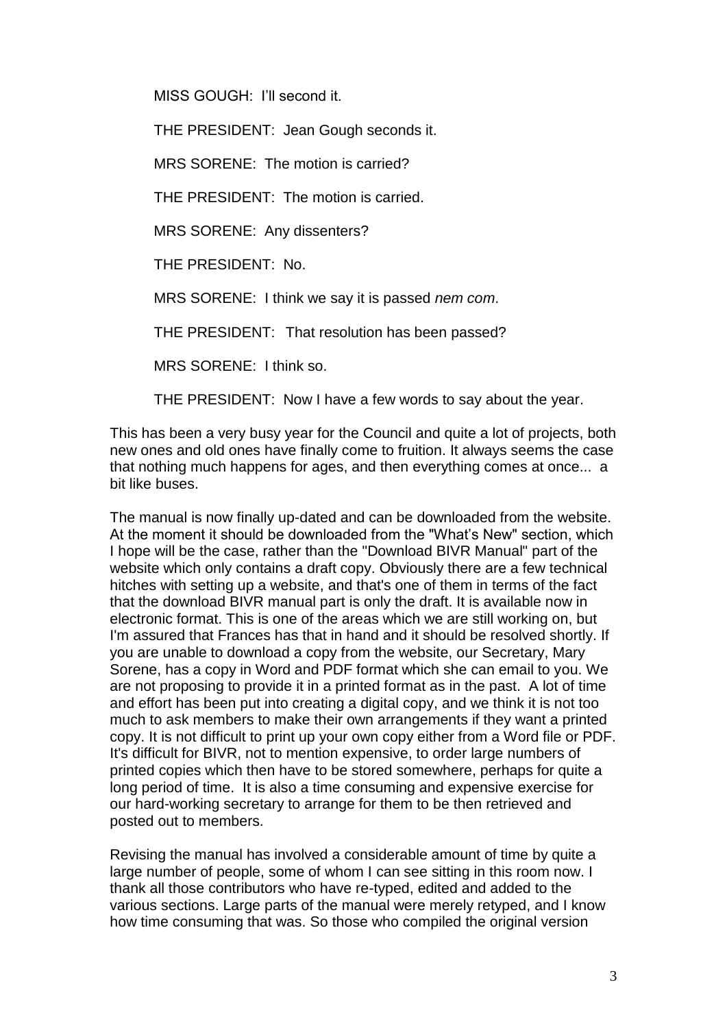MISS GOUGH: I'll second it.

THE PRESIDENT: Jean Gough seconds it.

MRS SORENE: The motion is carried?

THE PRESIDENT: The motion is carried.

MRS SORENE: Any dissenters?

THE PRESIDENT: No.

MRS SORENE: I think we say it is passed *nem com*.

THE PRESIDENT: That resolution has been passed?

MRS SORENE: I think so.

THE PRESIDENT: Now I have a few words to say about the year.

This has been a very busy year for the Council and quite a lot of projects, both new ones and old ones have finally come to fruition. It always seems the case that nothing much happens for ages, and then everything comes at once... a bit like buses.

The manual is now finally up-dated and can be downloaded from the website. At the moment it should be downloaded from the "What's New" section, which I hope will be the case, rather than the "Download BIVR Manual" part of the website which only contains a draft copy. Obviously there are a few technical hitches with setting up a website, and that's one of them in terms of the fact that the download BIVR manual part is only the draft. It is available now in electronic format. This is one of the areas which we are still working on, but I'm assured that Frances has that in hand and it should be resolved shortly. If you are unable to download a copy from the website, our Secretary, Mary Sorene, has a copy in Word and PDF format which she can email to you. We are not proposing to provide it in a printed format as in the past. A lot of time and effort has been put into creating a digital copy, and we think it is not too much to ask members to make their own arrangements if they want a printed copy. It is not difficult to print up your own copy either from a Word file or PDF. It's difficult for BIVR, not to mention expensive, to order large numbers of printed copies which then have to be stored somewhere, perhaps for quite a long period of time. It is also a time consuming and expensive exercise for our hard-working secretary to arrange for them to be then retrieved and posted out to members.

Revising the manual has involved a considerable amount of time by quite a large number of people, some of whom I can see sitting in this room now. I thank all those contributors who have re-typed, edited and added to the various sections. Large parts of the manual were merely retyped, and I know how time consuming that was. So those who compiled the original version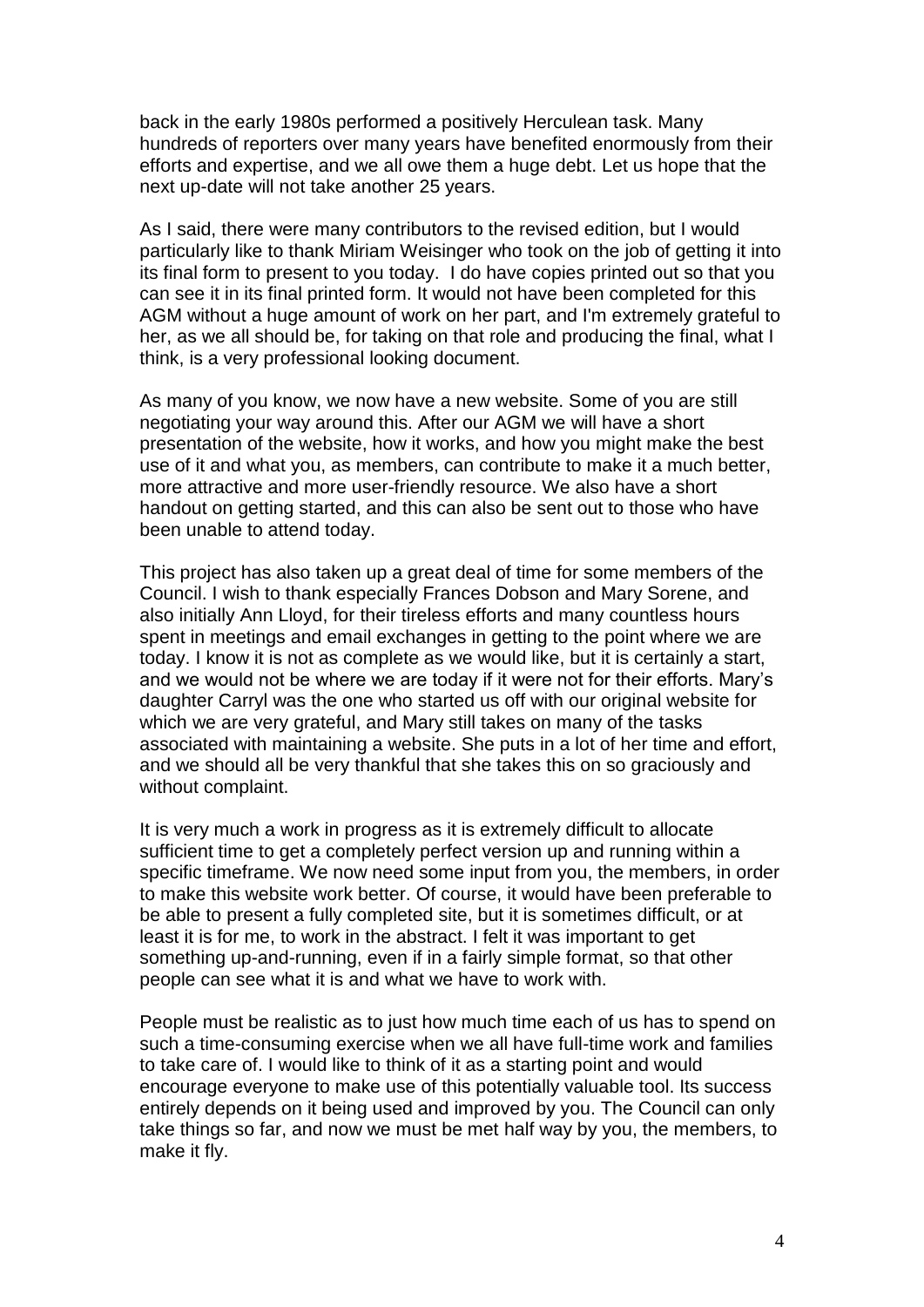back in the early 1980s performed a positively Herculean task. Many hundreds of reporters over many years have benefited enormously from their efforts and expertise, and we all owe them a huge debt. Let us hope that the next up-date will not take another 25 years.

As I said, there were many contributors to the revised edition, but I would particularly like to thank Miriam Weisinger who took on the job of getting it into its final form to present to you today. I do have copies printed out so that you can see it in its final printed form. It would not have been completed for this AGM without a huge amount of work on her part, and I'm extremely grateful to her, as we all should be, for taking on that role and producing the final, what I think, is a very professional looking document.

As many of you know, we now have a new website. Some of you are still negotiating your way around this. After our AGM we will have a short presentation of the website, how it works, and how you might make the best use of it and what you, as members, can contribute to make it a much better, more attractive and more user-friendly resource. We also have a short handout on getting started, and this can also be sent out to those who have been unable to attend today.

This project has also taken up a great deal of time for some members of the Council. I wish to thank especially Frances Dobson and Mary Sorene, and also initially Ann Lloyd, for their tireless efforts and many countless hours spent in meetings and email exchanges in getting to the point where we are today. I know it is not as complete as we would like, but it is certainly a start, and we would not be where we are today if it were not for their efforts. Mary's daughter Carryl was the one who started us off with our original website for which we are very grateful, and Mary still takes on many of the tasks associated with maintaining a website. She puts in a lot of her time and effort, and we should all be very thankful that she takes this on so graciously and without complaint.

It is very much a work in progress as it is extremely difficult to allocate sufficient time to get a completely perfect version up and running within a specific timeframe. We now need some input from you, the members, in order to make this website work better. Of course, it would have been preferable to be able to present a fully completed site, but it is sometimes difficult, or at least it is for me, to work in the abstract. I felt it was important to get something up-and-running, even if in a fairly simple format, so that other people can see what it is and what we have to work with.

People must be realistic as to just how much time each of us has to spend on such a time-consuming exercise when we all have full-time work and families to take care of. I would like to think of it as a starting point and would encourage everyone to make use of this potentially valuable tool. Its success entirely depends on it being used and improved by you. The Council can only take things so far, and now we must be met half way by you, the members, to make it fly.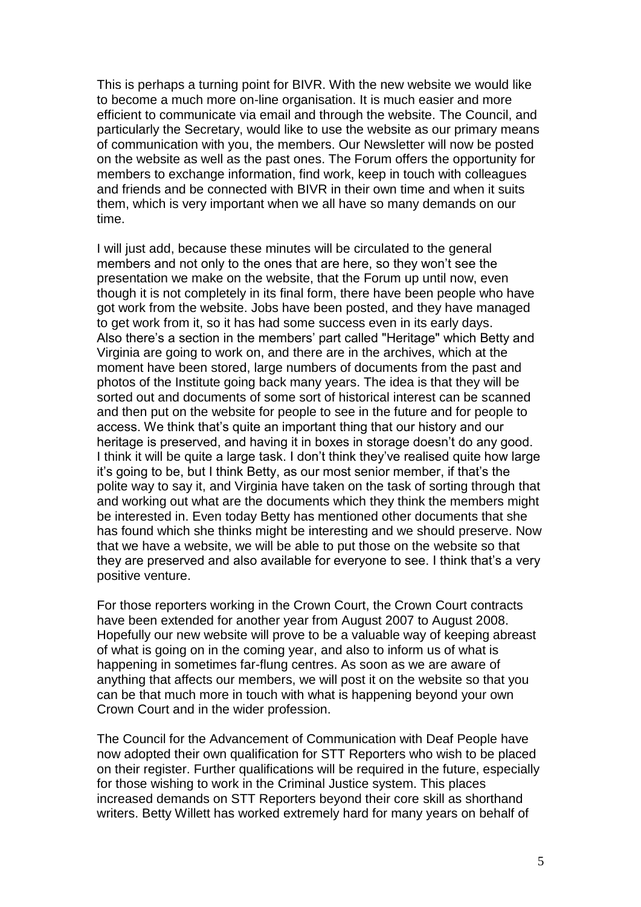This is perhaps a turning point for BIVR. With the new website we would like to become a much more on-line organisation. It is much easier and more efficient to communicate via email and through the website. The Council, and particularly the Secretary, would like to use the website as our primary means of communication with you, the members. Our Newsletter will now be posted on the website as well as the past ones. The Forum offers the opportunity for members to exchange information, find work, keep in touch with colleagues and friends and be connected with BIVR in their own time and when it suits them, which is very important when we all have so many demands on our time.

I will just add, because these minutes will be circulated to the general members and not only to the ones that are here, so they won't see the presentation we make on the website, that the Forum up until now, even though it is not completely in its final form, there have been people who have got work from the website. Jobs have been posted, and they have managed to get work from it, so it has had some success even in its early days. Also there's a section in the members' part called "Heritage" which Betty and Virginia are going to work on, and there are in the archives, which at the moment have been stored, large numbers of documents from the past and photos of the Institute going back many years. The idea is that they will be sorted out and documents of some sort of historical interest can be scanned and then put on the website for people to see in the future and for people to access. We think that's quite an important thing that our history and our heritage is preserved, and having it in boxes in storage doesn't do any good. I think it will be quite a large task. I don't think they've realised quite how large it's going to be, but I think Betty, as our most senior member, if that's the polite way to say it, and Virginia have taken on the task of sorting through that and working out what are the documents which they think the members might be interested in. Even today Betty has mentioned other documents that she has found which she thinks might be interesting and we should preserve. Now that we have a website, we will be able to put those on the website so that they are preserved and also available for everyone to see. I think that's a very positive venture.

For those reporters working in the Crown Court, the Crown Court contracts have been extended for another year from August 2007 to August 2008. Hopefully our new website will prove to be a valuable way of keeping abreast of what is going on in the coming year, and also to inform us of what is happening in sometimes far-flung centres. As soon as we are aware of anything that affects our members, we will post it on the website so that you can be that much more in touch with what is happening beyond your own Crown Court and in the wider profession.

The Council for the Advancement of Communication with Deaf People have now adopted their own qualification for STT Reporters who wish to be placed on their register. Further qualifications will be required in the future, especially for those wishing to work in the Criminal Justice system. This places increased demands on STT Reporters beyond their core skill as shorthand writers. Betty Willett has worked extremely hard for many years on behalf of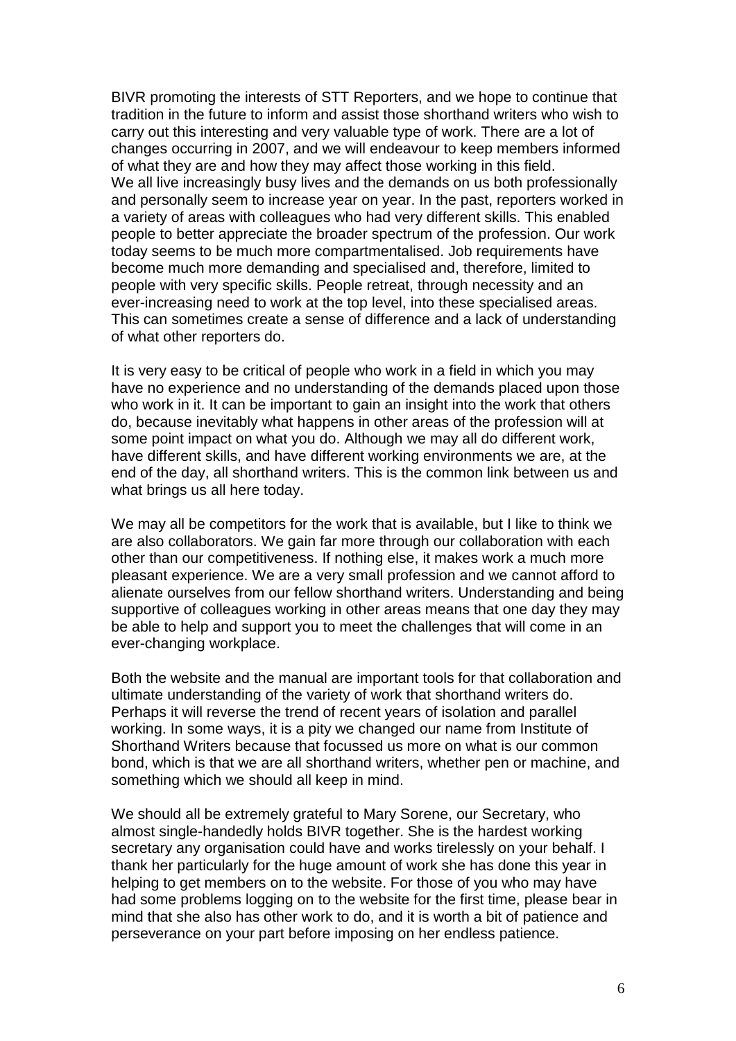BIVR promoting the interests of STT Reporters, and we hope to continue that tradition in the future to inform and assist those shorthand writers who wish to carry out this interesting and very valuable type of work. There are a lot of changes occurring in 2007, and we will endeavour to keep members informed of what they are and how they may affect those working in this field.
We all live increasingly busy lives and the demands on us both professionally and personally seem to increase year on year. In the past, reporters worked in a variety of areas with colleagues who had very different skills. This enabled people to better appreciate the broader spectrum of the profession. Our work today seems to be much more compartmentalised. Job requirements have become much more demanding and specialised and, therefore, limited to people with very specific skills. People retreat, through necessity and an ever-increasing need to work at the top level, into these specialised areas. This can sometimes create a sense of difference and a lack of understanding of what other reporters do.

It is very easy to be critical of people who work in a field in which you may have no experience and no understanding of the demands placed upon those who work in it. It can be important to gain an insight into the work that others do, because inevitably what happens in other areas of the profession will at some point impact on what you do. Although we may all do different work, have different skills, and have different working environments we are, at the end of the day, all shorthand writers. This is the common link between us and what brings us all here today.

We may all be competitors for the work that is available, but I like to think we are also collaborators. We gain far more through our collaboration with each other than our competitiveness. If nothing else, it makes work a much more pleasant experience. We are a very small profession and we cannot afford to alienate ourselves from our fellow shorthand writers. Understanding and being supportive of colleagues working in other areas means that one day they may be able to help and support you to meet the challenges that will come in an ever-changing workplace.

Both the website and the manual are important tools for that collaboration and ultimate understanding of the variety of work that shorthand writers do. Perhaps it will reverse the trend of recent years of isolation and parallel working. In some ways, it is a pity we changed our name from Institute of Shorthand Writers because that focussed us more on what is our common bond, which is that we are all shorthand writers, whether pen or machine, and something which we should all keep in mind.

We should all be extremely grateful to Mary Sorene, our Secretary, who almost single-handedly holds BIVR together. She is the hardest working secretary any organisation could have and works tirelessly on your behalf. I thank her particularly for the huge amount of work she has done this year in helping to get members on to the website. For those of you who may have had some problems logging on to the website for the first time, please bear in mind that she also has other work to do, and it is worth a bit of patience and perseverance on your part before imposing on her endless patience.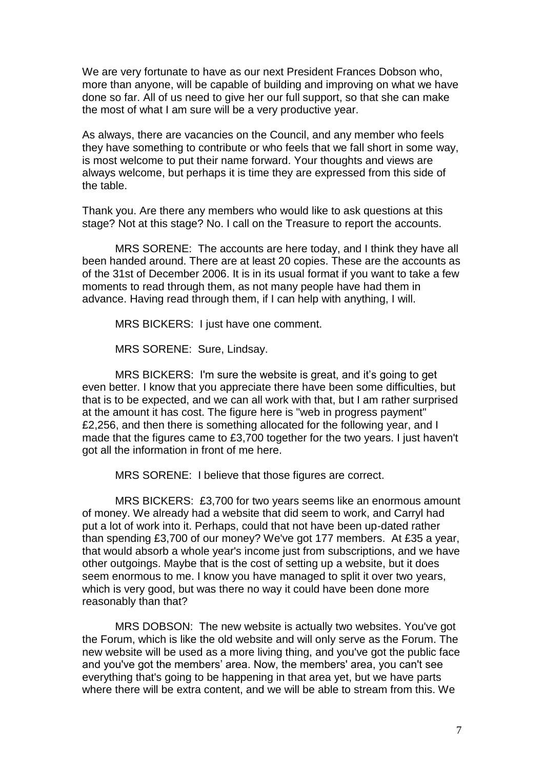We are very fortunate to have as our next President Frances Dobson who, more than anyone, will be capable of building and improving on what we have done so far. All of us need to give her our full support, so that she can make the most of what I am sure will be a very productive year.

As always, there are vacancies on the Council, and any member who feels they have something to contribute or who feels that we fall short in some way, is most welcome to put their name forward. Your thoughts and views are always welcome, but perhaps it is time they are expressed from this side of the table.

Thank you. Are there any members who would like to ask questions at this stage? Not at this stage? No. I call on the Treasure to report the accounts.

MRS SORENE: The accounts are here today, and I think they have all been handed around. There are at least 20 copies. These are the accounts as of the 31st of December 2006. It is in its usual format if you want to take a few moments to read through them, as not many people have had them in advance. Having read through them, if I can help with anything, I will.

MRS BICKERS: I just have one comment.

MRS SORENE: Sure, Lindsay.

MRS BICKERS: I'm sure the website is great, and it's going to get even better. I know that you appreciate there have been some difficulties, but that is to be expected, and we can all work with that, but I am rather surprised at the amount it has cost. The figure here is "web in progress payment" £2,256, and then there is something allocated for the following year, and I made that the figures came to £3,700 together for the two years. I just haven't got all the information in front of me here.

MRS SORENE: I believe that those figures are correct.

MRS BICKERS: £3,700 for two years seems like an enormous amount of money. We already had a website that did seem to work, and Carryl had put a lot of work into it. Perhaps, could that not have been up-dated rather than spending £3,700 of our money? We've got 177 members. At £35 a year, that would absorb a whole year's income just from subscriptions, and we have other outgoings. Maybe that is the cost of setting up a website, but it does seem enormous to me. I know you have managed to split it over two years, which is very good, but was there no way it could have been done more reasonably than that?

MRS DOBSON: The new website is actually two websites. You've got the Forum, which is like the old website and will only serve as the Forum. The new website will be used as a more living thing, and you've got the public face and you've got the members' area. Now, the members' area, you can't see everything that's going to be happening in that area yet, but we have parts where there will be extra content, and we will be able to stream from this. We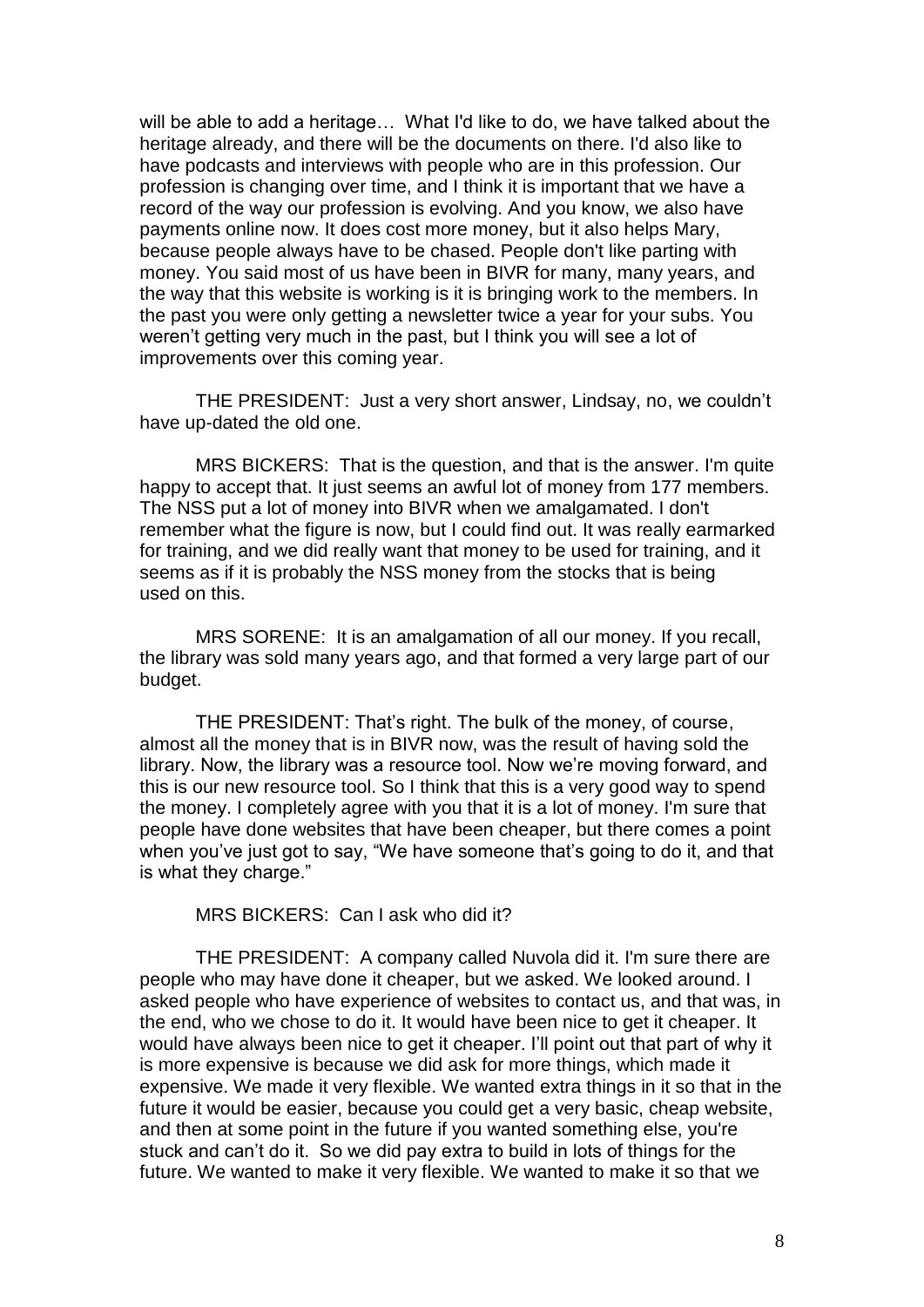will be able to add a heritage… What I'd like to do, we have talked about the heritage already, and there will be the documents on there. I'd also like to have podcasts and interviews with people who are in this profession. Our profession is changing over time, and I think it is important that we have a record of the way our profession is evolving. And you know, we also have payments online now. It does cost more money, but it also helps Mary, because people always have to be chased. People don't like parting with money. You said most of us have been in BIVR for many, many years, and the way that this website is working is it is bringing work to the members. In the past you were only getting a newsletter twice a year for your subs. You weren't getting very much in the past, but I think you will see a lot of improvements over this coming year.

THE PRESIDENT: Just a very short answer, Lindsay, no, we couldn't have up-dated the old one.

MRS BICKERS: That is the question, and that is the answer. I'm quite happy to accept that. It just seems an awful lot of money from 177 members. The NSS put a lot of money into BIVR when we amalgamated. I don't remember what the figure is now, but I could find out. It was really earmarked for training, and we did really want that money to be used for training, and it seems as if it is probably the NSS money from the stocks that is being used on this.

MRS SORENE: It is an amalgamation of all our money. If you recall, the library was sold many years ago, and that formed a very large part of our budget.

THE PRESIDENT: That's right. The bulk of the money, of course, almost all the money that is in BIVR now, was the result of having sold the library. Now, the library was a resource tool. Now we're moving forward, and this is our new resource tool. So I think that this is a very good way to spend the money. I completely agree with you that it is a lot of money. I'm sure that people have done websites that have been cheaper, but there comes a point when you've just got to say, "We have someone that's going to do it, and that is what they charge."

MRS BICKERS: Can I ask who did it?

THE PRESIDENT: A company called Nuvola did it. I'm sure there are people who may have done it cheaper, but we asked. We looked around. I asked people who have experience of websites to contact us, and that was, in the end, who we chose to do it. It would have been nice to get it cheaper. It would have always been nice to get it cheaper. I'll point out that part of why it is more expensive is because we did ask for more things, which made it expensive. We made it very flexible. We wanted extra things in it so that in the future it would be easier, because you could get a very basic, cheap website, and then at some point in the future if you wanted something else, you're stuck and can't do it. So we did pay extra to build in lots of things for the future. We wanted to make it very flexible. We wanted to make it so that we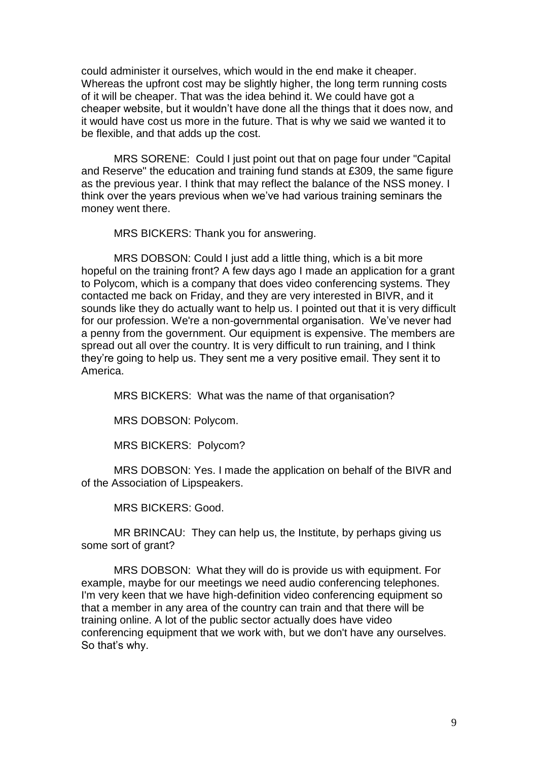could administer it ourselves, which would in the end make it cheaper. Whereas the upfront cost may be slightly higher, the long term running costs of it will be cheaper. That was the idea behind it. We could have got a cheaper website, but it wouldn't have done all the things that it does now, and it would have cost us more in the future. That is why we said we wanted it to be flexible, and that adds up the cost.

MRS SORENE: Could I just point out that on page four under "Capital and Reserve" the education and training fund stands at £309, the same figure as the previous year. I think that may reflect the balance of the NSS money. I think over the years previous when we've had various training seminars the money went there.

MRS BICKERS: Thank you for answering.

MRS DOBSON: Could I just add a little thing, which is a bit more hopeful on the training front? A few days ago I made an application for a grant to Polycom, which is a company that does video conferencing systems. They contacted me back on Friday, and they are very interested in BIVR, and it sounds like they do actually want to help us. I pointed out that it is very difficult for our profession. We're a non-governmental organisation. We've never had a penny from the government. Our equipment is expensive. The members are spread out all over the country. It is very difficult to run training, and I think they're going to help us. They sent me a very positive email. They sent it to America.

MRS BICKERS: What was the name of that organisation?

MRS DOBSON: Polycom.

MRS BICKERS: Polycom?

MRS DOBSON: Yes. I made the application on behalf of the BIVR and of the Association of Lipspeakers.

MRS BICKERS: Good.

MR BRINCAU: They can help us, the Institute, by perhaps giving us some sort of grant?

MRS DOBSON: What they will do is provide us with equipment. For example, maybe for our meetings we need audio conferencing telephones. I'm very keen that we have high-definition video conferencing equipment so that a member in any area of the country can train and that there will be training online. A lot of the public sector actually does have video conferencing equipment that we work with, but we don't have any ourselves. So that's why.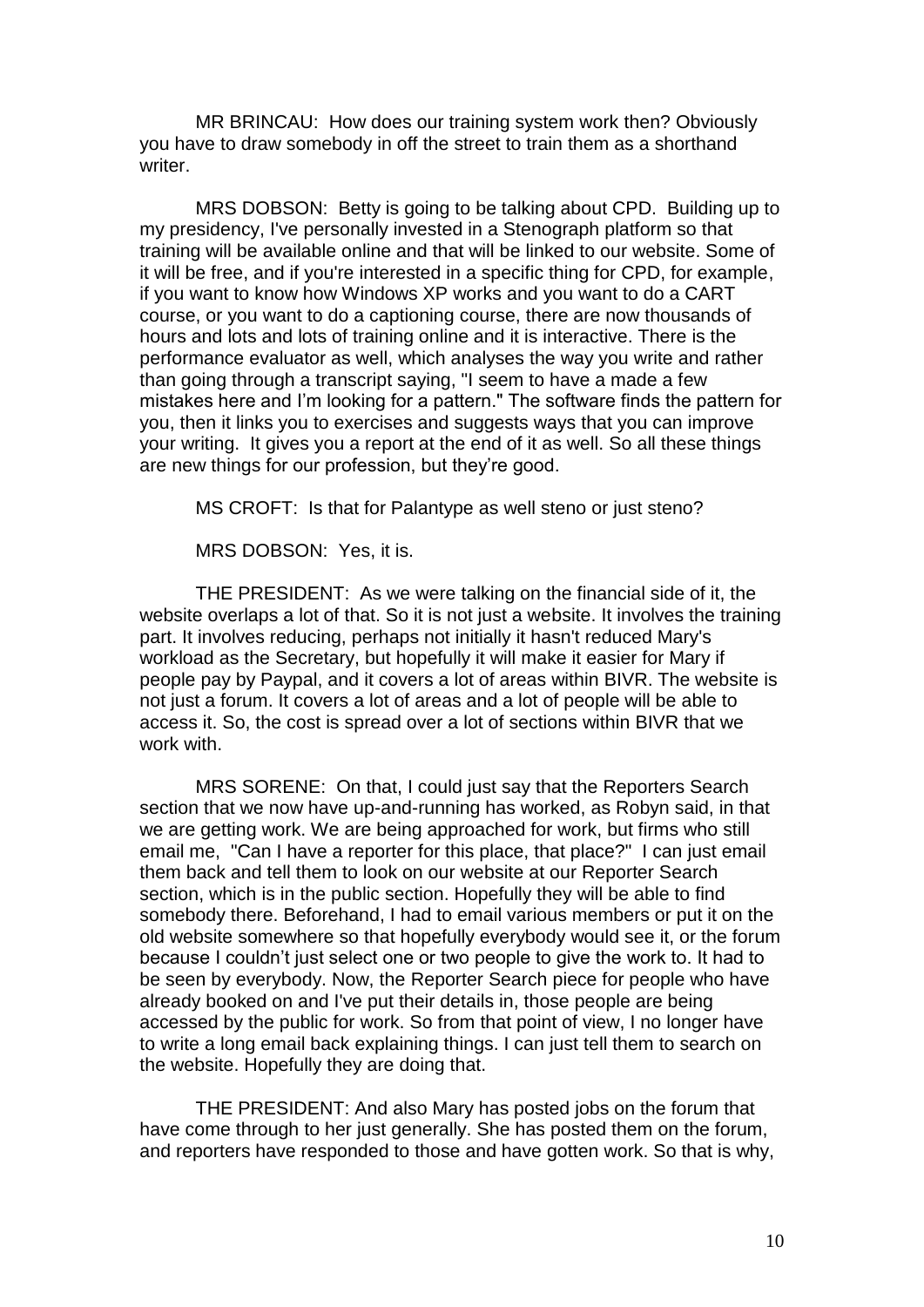MR BRINCAU: How does our training system work then? Obviously you have to draw somebody in off the street to train them as a shorthand writer.

MRS DOBSON: Betty is going to be talking about CPD. Building up to my presidency, I've personally invested in a Stenograph platform so that training will be available online and that will be linked to our website. Some of it will be free, and if you're interested in a specific thing for CPD, for example, if you want to know how Windows XP works and you want to do a CART course, or you want to do a captioning course, there are now thousands of hours and lots and lots of training online and it is interactive. There is the performance evaluator as well, which analyses the way you write and rather than going through a transcript saying, "I seem to have a made a few mistakes here and I'm looking for a pattern." The software finds the pattern for you, then it links you to exercises and suggests ways that you can improve your writing. It gives you a report at the end of it as well. So all these things are new things for our profession, but they're good.

MS CROFT: Is that for Palantype as well steno or just steno?

MRS DOBSON: Yes, it is.

THE PRESIDENT: As we were talking on the financial side of it, the website overlaps a lot of that. So it is not just a website. It involves the training part. It involves reducing, perhaps not initially it hasn't reduced Mary's workload as the Secretary, but hopefully it will make it easier for Mary if people pay by Paypal, and it covers a lot of areas within BIVR. The website is not just a forum. It covers a lot of areas and a lot of people will be able to access it. So, the cost is spread over a lot of sections within BIVR that we work with.

MRS SORENE: On that, I could just say that the Reporters Search section that we now have up-and-running has worked, as Robyn said, in that we are getting work. We are being approached for work, but firms who still email me, "Can I have a reporter for this place, that place?" I can just email them back and tell them to look on our website at our Reporter Search section, which is in the public section. Hopefully they will be able to find somebody there. Beforehand, I had to email various members or put it on the old website somewhere so that hopefully everybody would see it, or the forum because I couldn't just select one or two people to give the work to. It had to be seen by everybody. Now, the Reporter Search piece for people who have already booked on and I've put their details in, those people are being accessed by the public for work. So from that point of view, I no longer have to write a long email back explaining things. I can just tell them to search on the website. Hopefully they are doing that.

THE PRESIDENT: And also Mary has posted jobs on the forum that have come through to her just generally. She has posted them on the forum, and reporters have responded to those and have gotten work. So that is why,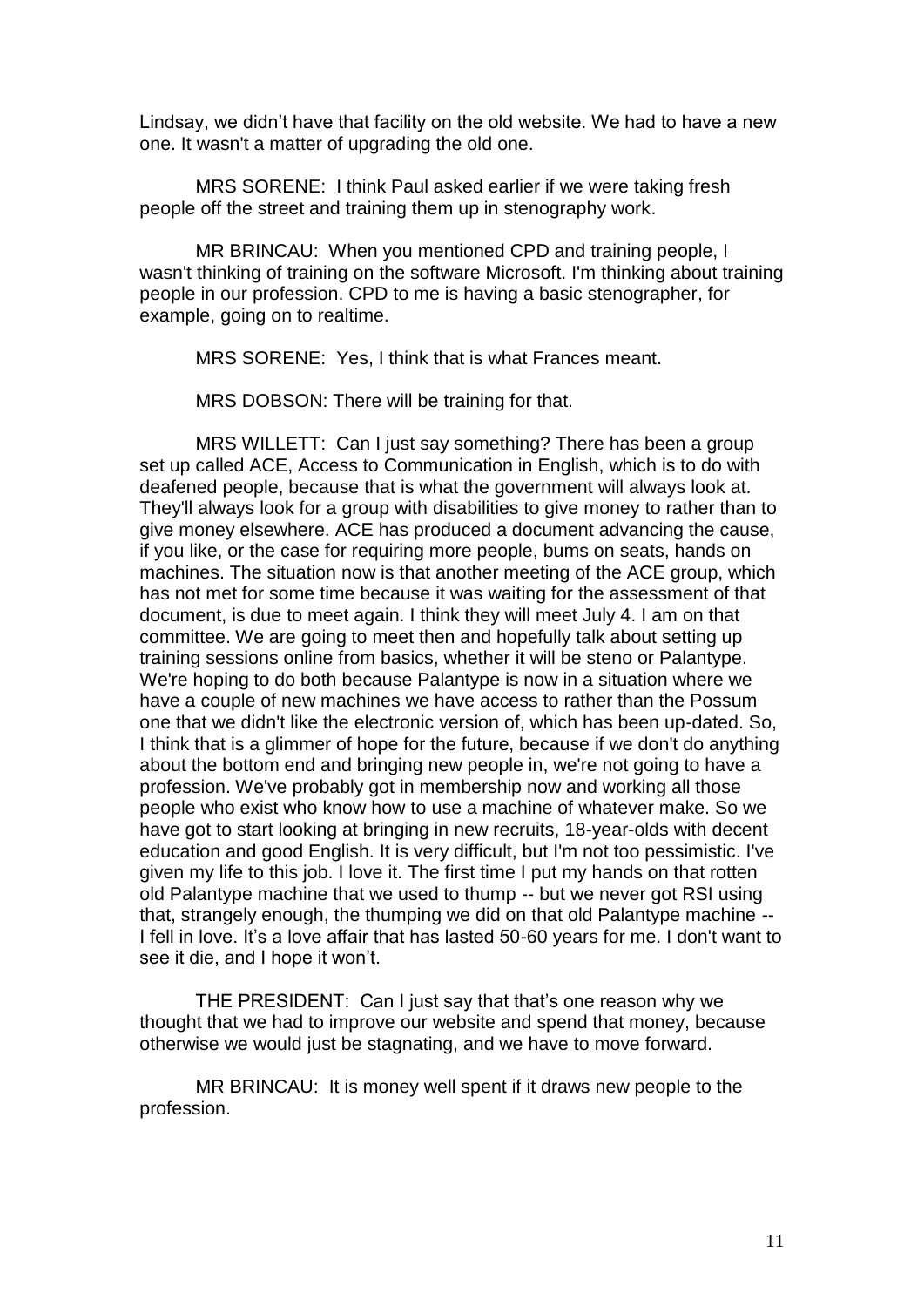Lindsay, we didn't have that facility on the old website. We had to have a new one. It wasn't a matter of upgrading the old one.

MRS SORENE: I think Paul asked earlier if we were taking fresh people off the street and training them up in stenography work.

MR BRINCAU: When you mentioned CPD and training people, I wasn't thinking of training on the software Microsoft. I'm thinking about training people in our profession. CPD to me is having a basic stenographer, for example, going on to realtime.

MRS SORENE: Yes, I think that is what Frances meant.

MRS DOBSON: There will be training for that.

MRS WILLETT: Can I just say something? There has been a group set up called ACE, Access to Communication in English, which is to do with deafened people, because that is what the government will always look at. They'll always look for a group with disabilities to give money to rather than to give money elsewhere. ACE has produced a document advancing the cause, if you like, or the case for requiring more people, bums on seats, hands on machines. The situation now is that another meeting of the ACE group, which has not met for some time because it was waiting for the assessment of that document, is due to meet again. I think they will meet July 4. I am on that committee. We are going to meet then and hopefully talk about setting up training sessions online from basics, whether it will be steno or Palantype. We're hoping to do both because Palantype is now in a situation where we have a couple of new machines we have access to rather than the Possum one that we didn't like the electronic version of, which has been up-dated. So, I think that is a glimmer of hope for the future, because if we don't do anything about the bottom end and bringing new people in, we're not going to have a profession. We've probably got in membership now and working all those people who exist who know how to use a machine of whatever make. So we have got to start looking at bringing in new recruits, 18-year-olds with decent education and good English. It is very difficult, but I'm not too pessimistic. I've given my life to this job. I love it. The first time I put my hands on that rotten old Palantype machine that we used to thump -- but we never got RSI using that, strangely enough, the thumping we did on that old Palantype machine -- I fell in love. It's a love affair that has lasted 50-60 years for me. I don't want to see it die, and I hope it won't.

THE PRESIDENT: Can I just say that that's one reason why we thought that we had to improve our website and spend that money, because otherwise we would just be stagnating, and we have to move forward.

MR BRINCAU: It is money well spent if it draws new people to the profession.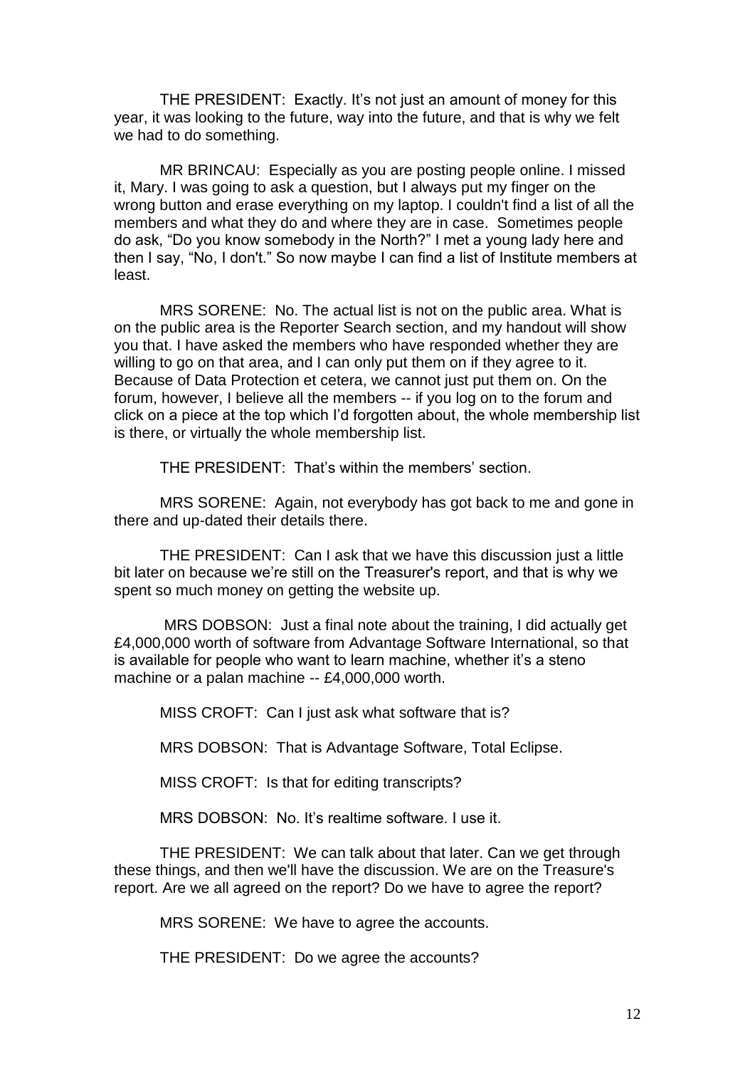THE PRESIDENT: Exactly. It's not just an amount of money for this year, it was looking to the future, way into the future, and that is why we felt we had to do something.

MR BRINCAU: Especially as you are posting people online. I missed it, Mary. I was going to ask a question, but I always put my finger on the wrong button and erase everything on my laptop. I couldn't find a list of all the members and what they do and where they are in case. Sometimes people do ask, "Do you know somebody in the North?" I met a young lady here and then I say, "No, I don't." So now maybe I can find a list of Institute members at least.

MRS SORENE: No. The actual list is not on the public area. What is on the public area is the Reporter Search section, and my handout will show you that. I have asked the members who have responded whether they are willing to go on that area, and I can only put them on if they agree to it. Because of Data Protection et cetera, we cannot just put them on. On the forum, however, I believe all the members -- if you log on to the forum and click on a piece at the top which I'd forgotten about, the whole membership list is there, or virtually the whole membership list.

THE PRESIDENT: That's within the members' section.

MRS SORENE: Again, not everybody has got back to me and gone in there and up-dated their details there.

THE PRESIDENT: Can I ask that we have this discussion just a little bit later on because we're still on the Treasurer's report, and that is why we spent so much money on getting the website up.

MRS DOBSON: Just a final note about the training, I did actually get £4,000,000 worth of software from Advantage Software International, so that is available for people who want to learn machine, whether it's a steno machine or a palan machine -- £4,000,000 worth.

MISS CROFT: Can I just ask what software that is?

MRS DOBSON: That is Advantage Software, Total Eclipse.

MISS CROFT: Is that for editing transcripts?

MRS DOBSON: No. It's realtime software. I use it.

THE PRESIDENT: We can talk about that later. Can we get through these things, and then we'll have the discussion. We are on the Treasure's report. Are we all agreed on the report? Do we have to agree the report?

MRS SORENE: We have to agree the accounts.

THE PRESIDENT: Do we agree the accounts?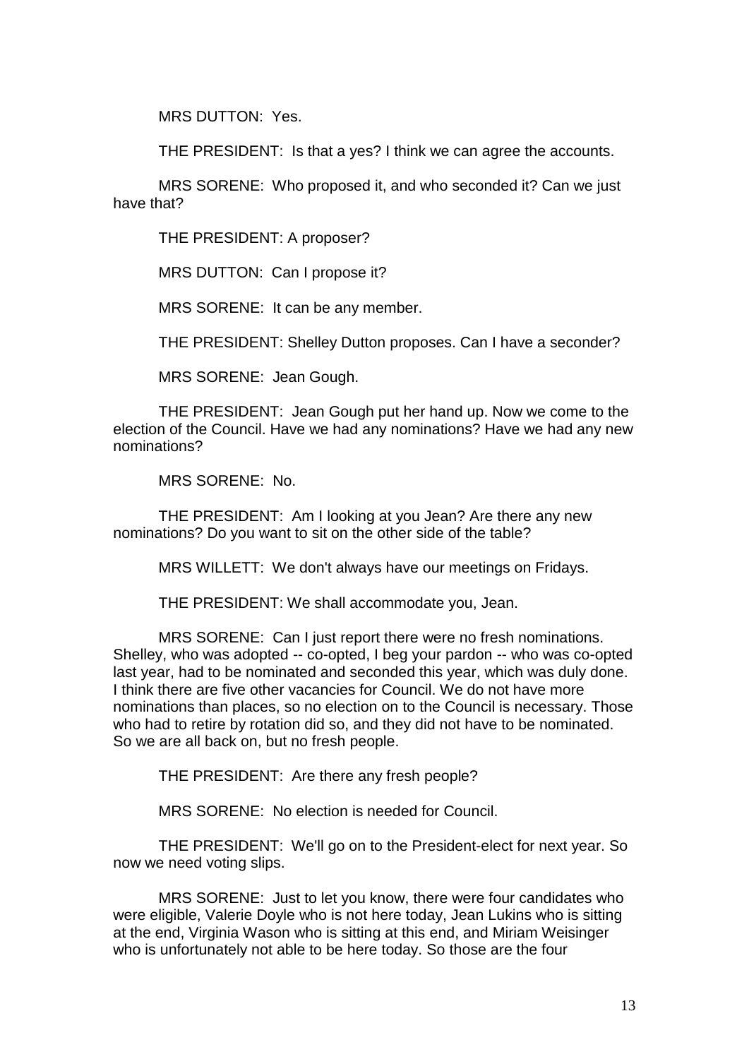MRS DUTTON: Yes.

THE PRESIDENT: Is that a yes? I think we can agree the accounts.

MRS SORENE: Who proposed it, and who seconded it? Can we just have that?

THE PRESIDENT: A proposer?

MRS DUTTON: Can I propose it?

MRS SORENE: It can be any member.

THE PRESIDENT: Shelley Dutton proposes. Can I have a seconder?

MRS SORENE: Jean Gough.

THE PRESIDENT: Jean Gough put her hand up. Now we come to the election of the Council. Have we had any nominations? Have we had any new nominations?

MRS SORENE: No.

THE PRESIDENT: Am I looking at you Jean? Are there any new nominations? Do you want to sit on the other side of the table?

MRS WILLETT: We don't always have our meetings on Fridays.

THE PRESIDENT: We shall accommodate you, Jean.

MRS SORENE: Can I just report there were no fresh nominations. Shelley, who was adopted -- co-opted, I beg your pardon -- who was co-opted last year, had to be nominated and seconded this year, which was duly done. I think there are five other vacancies for Council. We do not have more nominations than places, so no election on to the Council is necessary. Those who had to retire by rotation did so, and they did not have to be nominated. So we are all back on, but no fresh people.

THE PRESIDENT: Are there any fresh people?

MRS SORENE: No election is needed for Council.

THE PRESIDENT: We'll go on to the President-elect for next year. So now we need voting slips.

MRS SORENE: Just to let you know, there were four candidates who were eligible, Valerie Doyle who is not here today, Jean Lukins who is sitting at the end, Virginia Wason who is sitting at this end, and Miriam Weisinger who is unfortunately not able to be here today. So those are the four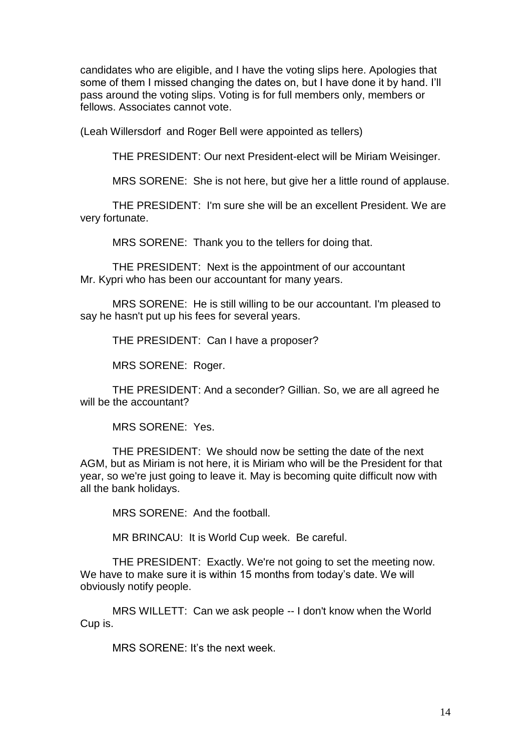candidates who are eligible, and I have the voting slips here. Apologies that some of them I missed changing the dates on, but I have done it by hand. I'll pass around the voting slips. Voting is for full members only, members or fellows. Associates cannot vote.

(Leah Willersdorf and Roger Bell were appointed as tellers)

THE PRESIDENT: Our next President-elect will be Miriam Weisinger.

MRS SORENE: She is not here, but give her a little round of applause.

THE PRESIDENT: I'm sure she will be an excellent President. We are very fortunate.

MRS SORENE: Thank you to the tellers for doing that.

THE PRESIDENT: Next is the appointment of our accountant Mr. Kypri who has been our accountant for many years.

MRS SORENE: He is still willing to be our accountant. I'm pleased to say he hasn't put up his fees for several years.

THE PRESIDENT: Can I have a proposer?

MRS SORENE: Roger.

THE PRESIDENT: And a seconder? Gillian. So, we are all agreed he will be the accountant?

MRS SORENE: Yes.

THE PRESIDENT: We should now be setting the date of the next AGM, but as Miriam is not here, it is Miriam who will be the President for that year, so we're just going to leave it. May is becoming quite difficult now with all the bank holidays.

MRS SORENE: And the football.

MR BRINCAU: It is World Cup week. Be careful.

THE PRESIDENT: Exactly. We're not going to set the meeting now. We have to make sure it is within 15 months from today's date. We will obviously notify people.

MRS WILLETT: Can we ask people -- I don't know when the World Cup is.

MRS SORENE: It's the next week.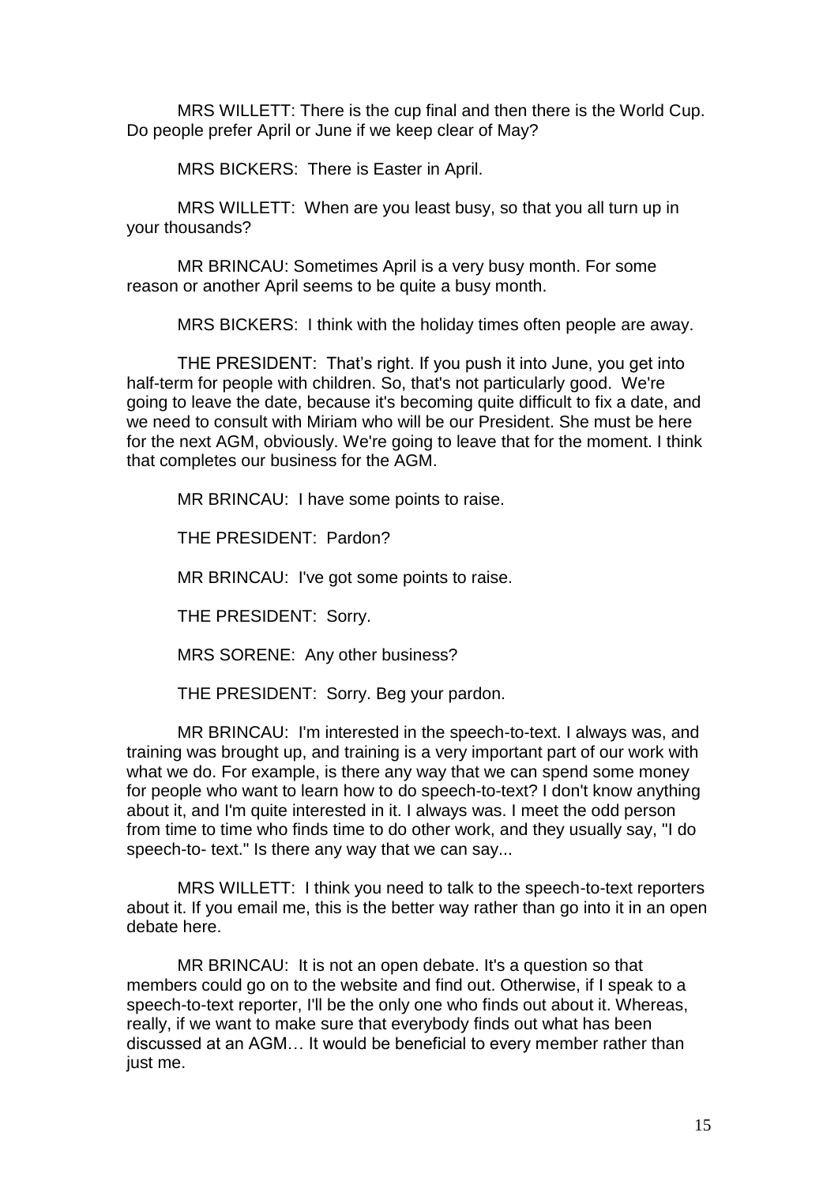MRS WILLETT: There is the cup final and then there is the World Cup. Do people prefer April or June if we keep clear of May?

MRS BICKERS: There is Easter in April.

MRS WILLETT: When are you least busy, so that you all turn up in your thousands?

MR BRINCAU: Sometimes April is a very busy month. For some reason or another April seems to be quite a busy month.

MRS BICKERS: I think with the holiday times often people are away.

THE PRESIDENT: That’s right. If you push it into June, you get into half-term for people with children. So, that's not particularly good. We're going to leave the date, because it's becoming quite difficult to fix a date, and we need to consult with Miriam who will be our President. She must be here for the next AGM, obviously. We're going to leave that for the moment. I think that completes our business for the AGM.

MR BRINCAU: I have some points to raise.

THE PRESIDENT: Pardon?

MR BRINCAU: I've got some points to raise.

THE PRESIDENT: Sorry.

MRS SORENE: Any other business?

THE PRESIDENT: Sorry. Beg your pardon.

MR BRINCAU: I'm interested in the speech-to-text. I always was, and training was brought up, and training is a very important part of our work with what we do. For example, is there any way that we can spend some money for people who want to learn how to do speech-to-text? I don't know anything about it, and I'm quite interested in it. I always was. I meet the odd person from time to time who finds time to do other work, and they usually say, "I do speech-to- text." Is there any way that we can say...

MRS WILLETT: I think you need to talk to the speech-to-text reporters about it. If you email me, this is the better way rather than go into it in an open debate here.

MR BRINCAU: It is not an open debate. It's a question so that members could go on to the website and find out. Otherwise, if I speak to a speech-to-text reporter, I'll be the only one who finds out about it. Whereas, really, if we want to make sure that everybody finds out what has been discussed at an AGM… It would be beneficial to every member rather than just me.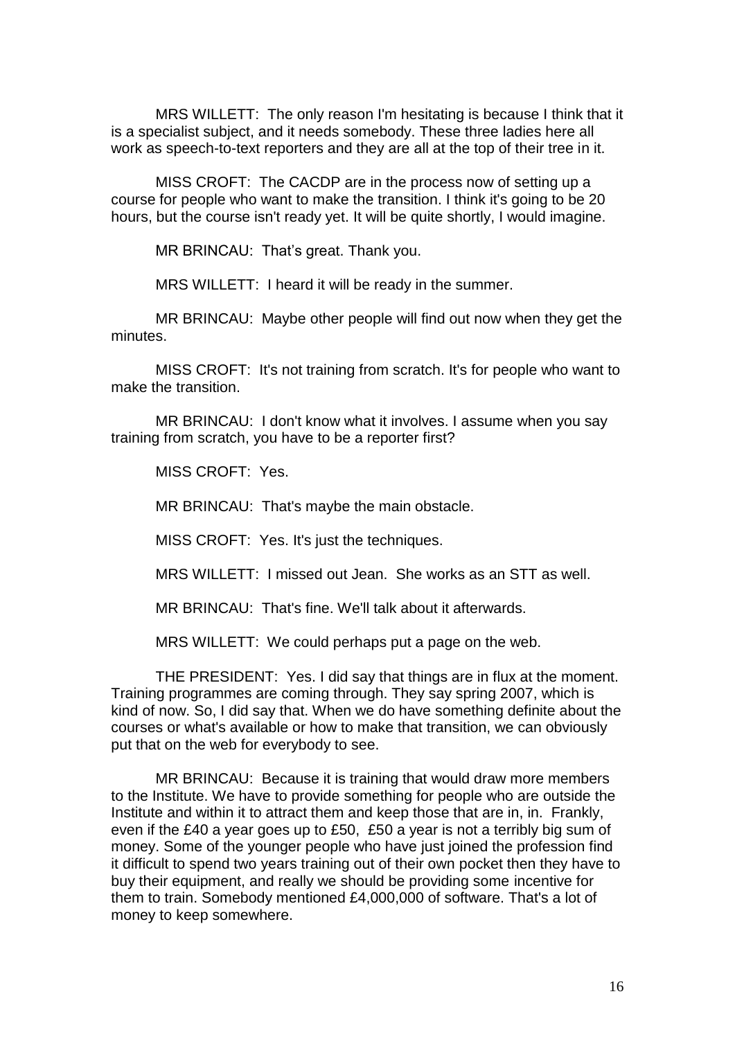MRS WILLETT: The only reason I'm hesitating is because I think that it is a specialist subject, and it needs somebody. These three ladies here all work as speech-to-text reporters and they are all at the top of their tree in it.

MISS CROFT: The CACDP are in the process now of setting up a course for people who want to make the transition. I think it's going to be 20 hours, but the course isn't ready yet. It will be quite shortly, I would imagine.

MR BRINCAU: That's great. Thank you.

MRS WILLETT: I heard it will be ready in the summer.

MR BRINCAU: Maybe other people will find out now when they get the minutes.

MISS CROFT: It's not training from scratch. It's for people who want to make the transition.

MR BRINCAU: I don't know what it involves. I assume when you say training from scratch, you have to be a reporter first?

MISS CROFT: Yes.

MR BRINCAU: That's maybe the main obstacle.

MISS CROFT: Yes. It's just the techniques.

MRS WILLETT: I missed out Jean. She works as an STT as well.

MR BRINCAU: That's fine. We'll talk about it afterwards.

MRS WILLETT: We could perhaps put a page on the web.

THE PRESIDENT: Yes. I did say that things are in flux at the moment. Training programmes are coming through. They say spring 2007, which is kind of now. So, I did say that. When we do have something definite about the courses or what's available or how to make that transition, we can obviously put that on the web for everybody to see.

MR BRINCAU: Because it is training that would draw more members to the Institute. We have to provide something for people who are outside the Institute and within it to attract them and keep those that are in, in. Frankly, even if the £40 a year goes up to £50, £50 a year is not a terribly big sum of money. Some of the younger people who have just joined the profession find it difficult to spend two years training out of their own pocket then they have to buy their equipment, and really we should be providing some incentive for them to train. Somebody mentioned £4,000,000 of software. That's a lot of money to keep somewhere.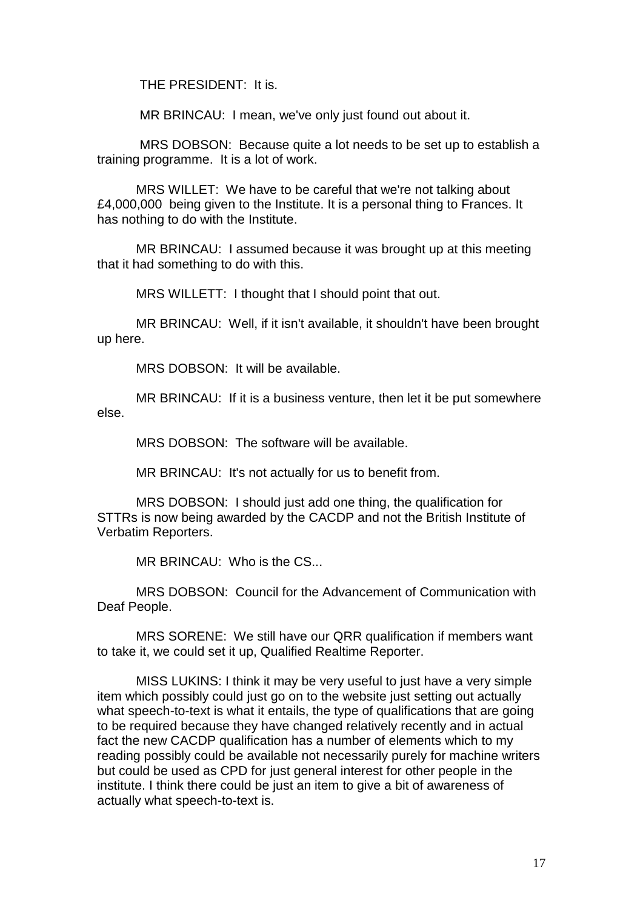THE PRESIDENT: It is.

MR BRINCAU: I mean, we've only just found out about it.

MRS DOBSON: Because quite a lot needs to be set up to establish a training programme. It is a lot of work.

MRS WILLET: We have to be careful that we're not talking about £4,000,000 being given to the Institute. It is a personal thing to Frances. It has nothing to do with the Institute.

MR BRINCAU: I assumed because it was brought up at this meeting that it had something to do with this.

MRS WILLETT: I thought that I should point that out.

MR BRINCAU: Well, if it isn't available, it shouldn't have been brought up here.

MRS DOBSON: It will be available.

MR BRINCAU: If it is a business venture, then let it be put somewhere else.

MRS DOBSON: The software will be available.

MR BRINCAU: It's not actually for us to benefit from.

MRS DOBSON: I should just add one thing, the qualification for STTRs is now being awarded by the CACDP and not the British Institute of Verbatim Reporters.

MR BRINCAU: Who is the CS...

MRS DOBSON: Council for the Advancement of Communication with Deaf People.

MRS SORENE: We still have our QRR qualification if members want to take it, we could set it up, Qualified Realtime Reporter.

MISS LUKINS: I think it may be very useful to just have a very simple item which possibly could just go on to the website just setting out actually what speech-to-text is what it entails, the type of qualifications that are going to be required because they have changed relatively recently and in actual fact the new CACDP qualification has a number of elements which to my reading possibly could be available not necessarily purely for machine writers but could be used as CPD for just general interest for other people in the institute. I think there could be just an item to give a bit of awareness of actually what speech-to-text is.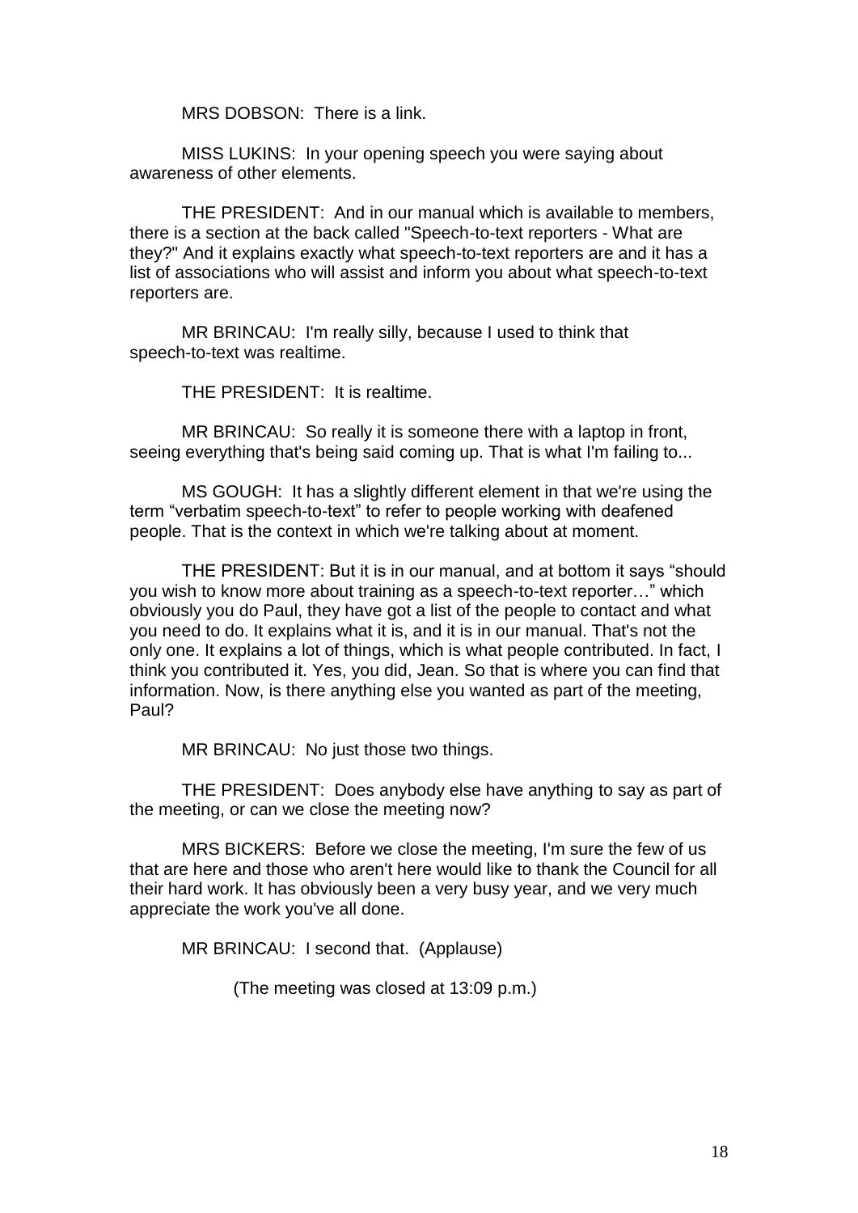MRS DOBSON: There is a link.

MISS LUKINS: In your opening speech you were saying about awareness of other elements.

THE PRESIDENT: And in our manual which is available to members, there is a section at the back called "Speech-to-text reporters - What are they?" And it explains exactly what speech-to-text reporters are and it has a list of associations who will assist and inform you about what speech-to-text reporters are.

MR BRINCAU: I'm really silly, because I used to think that speech-to-text was realtime.

THE PRESIDENT: It is realtime.

MR BRINCAU: So really it is someone there with a laptop in front, seeing everything that's being said coming up. That is what I'm failing to...

MS GOUGH: It has a slightly different element in that we're using the term "verbatim speech-to-text" to refer to people working with deafened people. That is the context in which we're talking about at moment.

THE PRESIDENT: But it is in our manual, and at bottom it says "should you wish to know more about training as a speech-to-text reporter…" which obviously you do Paul, they have got a list of the people to contact and what you need to do. It explains what it is, and it is in our manual. That's not the only one. It explains a lot of things, which is what people contributed. In fact, I think you contributed it. Yes, you did, Jean. So that is where you can find that information. Now, is there anything else you wanted as part of the meeting, Paul?

MR BRINCAU: No just those two things.

THE PRESIDENT: Does anybody else have anything to say as part of the meeting, or can we close the meeting now?

MRS BICKERS: Before we close the meeting, I'm sure the few of us that are here and those who aren't here would like to thank the Council for all their hard work. It has obviously been a very busy year, and we very much appreciate the work you've all done.

MR BRINCAU: I second that. (Applause)

(The meeting was closed at 13:09 p.m.)